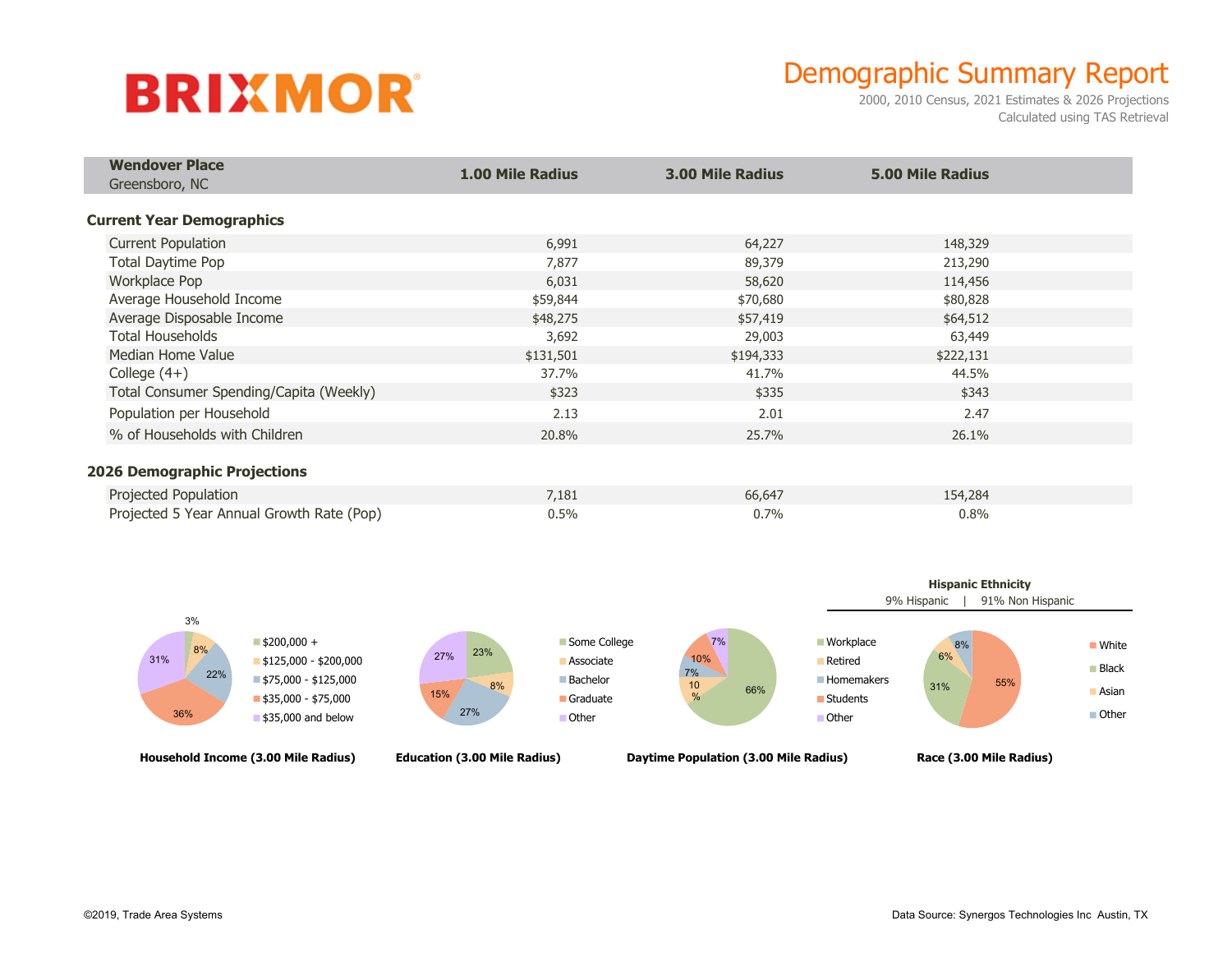# BRIXMOR

## Demographic Summary Report

2000, 2010 Census, 2021 Estimates & 2026 Projections
Calculated using TAS Retrieval

| **Wendover Place** Greensboro, NC | **1.00 Mile Radius** | **3.00 Mile Radius** | **5.00 Mile Radius** |
|---|---|---|---|
| **Current Year Demographics** | | | |
| Current Population | 6,991 | 64,227 | 148,329 |
| Total Daytime Pop | 7,877 | 89,379 | 213,290 |
| Workplace Pop | 6,031 | 58,620 | 114,456 |
| Average Household Income | $59,844 | $70,680 | $80,828 |
| Average Disposable Income | $48,275 | $57,419 | $64,512 |
| Total Households | 3,692 | 29,003 | 63,449 |
| Median Home Value | $131,501 | $194,333 | $222,131 |
| College (4+) | 37.7% | 41.7% | 44.5% |
| Total Consumer Spending/Capita (Weekly) | $323 | $335 | $343 |
| Population per Household | 2.13 | 2.01 | 2.47 |
| % of Households with Children | 20.8% | 25.7% | 26.1% |
| **2026 Demographic Projections** | | | |
| Projected Population | 7,181 | 66,647 | 154,284 |
| Projected 5 Year Annual Growth Rate (Pop) | 0.5% | 0.7% | 0.8% |

**Household Income (3.00 Mile Radius)**

| Category | Share |
|---|---|
| $200,000 + | 3% |
| $125,000 - $200,000 | 8% |
| $75,000 - $125,000 | 22% |
| $35,000 - $75,000 | 36% |
| $35,000 and below | 31% |

**Education (3.00 Mile Radius)**

| Category | Share |
|---|---|
| Some College | 23% |
| Associate | 8% |
| Bachelor | 27% |
| Graduate | 15% |
| Other | 27% |

**Daytime Population (3.00 Mile Radius)**

| Category | Share |
|---|---|
| Workplace | 66% |
| Retired | 10% |
| Homemakers | 7% |
| Students | 10% |
| Other | 7% |

**Hispanic Ethnicity**

9% Hispanic | 91% Non Hispanic

**Race (3.00 Mile Radius)**

| Category | Share |
|---|---|
| White | 55% |
| Black | 31% |
| Asian | 6% |
| Other | 8% |

©2019, Trade Area Systems

Data Source: Synergos Technologies Inc Austin, TX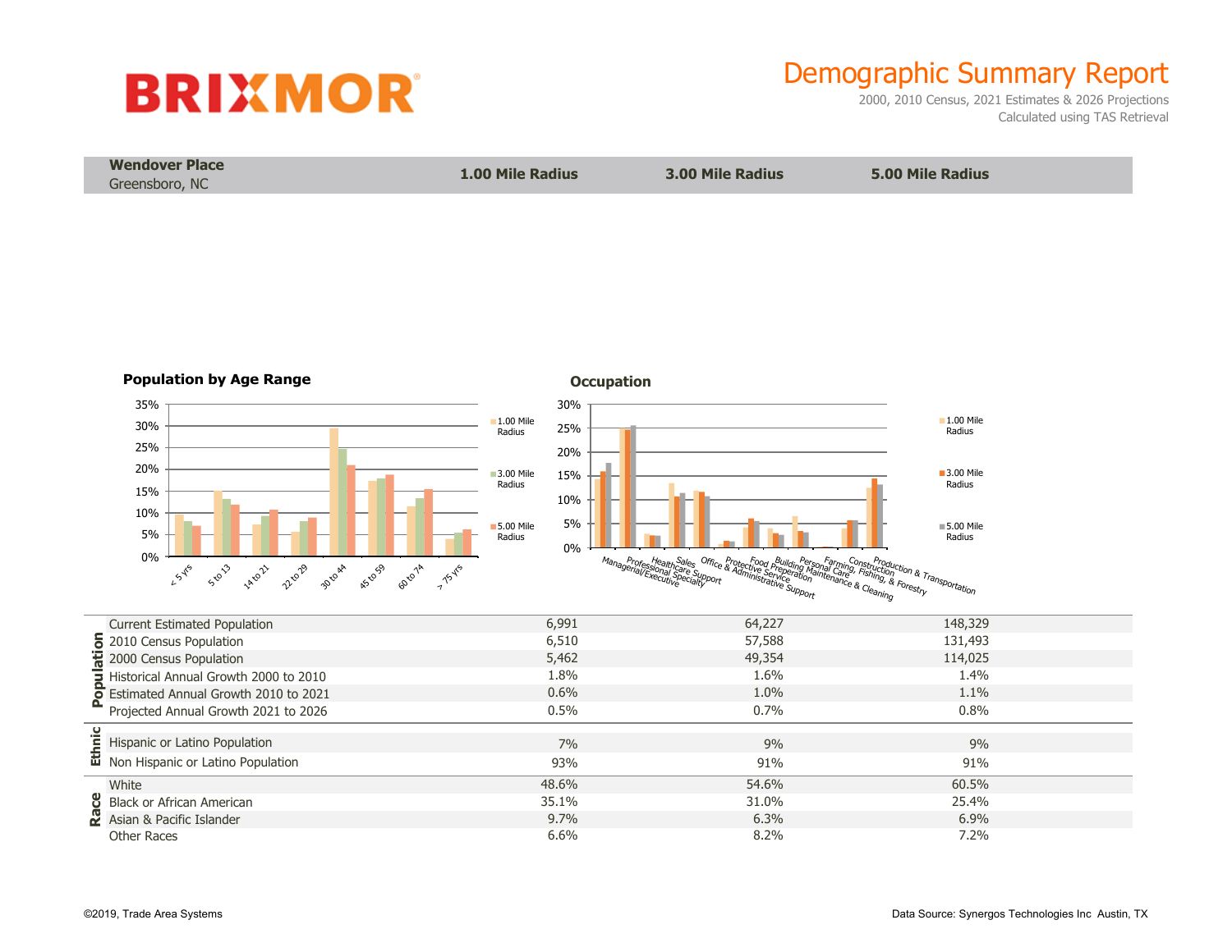# BRIXMOR

## Demographic Summary Report

2000, 2010 Census, 2021 Estimates & 2026 Projections
Calculated using TAS Retrieval

| Wendover Place Greensboro, NC | 1.00 Mile Radius | 3.00 Mile Radius | 5.00 Mile Radius |
|---|---|---|---|

### Population by Age Range

35%
30%
25%
20%
15%
10%
5%
0%

< 5 yrs, 5 to 13, 14 to 21, 22 to 29, 30 to 44, 45 to 59, 60 to 74, > 75 yrs

1.00 Mile Radius
3.00 Mile Radius
5.00 Mile Radius

### Occupation

30%
25%
20%
15%
10%
5%
0%

Managerial/Executive, Professional Specialty, Healthcare Support, Sales, Office & Administrative Support, Protective Service, Food Preperation, Building Maintenance & Cleaning, Personal Care, Farming, Fishing, & Forestry, Construction, Production & Transportation

1.00 Mile Radius
3.00 Mile Radius
5.00 Mile Radius

| | | 1.00 Mile Radius | 3.00 Mile Radius | 5.00 Mile Radius |
|---|---|---|---|---|
| Population | Current Estimated Population | 6,991 | 64,227 | 148,329 |
| | 2010 Census Population | 6,510 | 57,588 | 131,493 |
| | 2000 Census Population | 5,462 | 49,354 | 114,025 |
| | Historical Annual Growth 2000 to 2010 | 1.8% | 1.6% | 1.4% |
| | Estimated Annual Growth 2010 to 2021 | 0.6% | 1.0% | 1.1% |
| | Projected Annual Growth 2021 to 2026 | 0.5% | 0.7% | 0.8% |
| Ethnic | Hispanic or Latino Population | 7% | 9% | 9% |
| | Non Hispanic or Latino Population | 93% | 91% | 91% |
| Race | White | 48.6% | 54.6% | 60.5% |
| | Black or African American | 35.1% | 31.0% | 25.4% |
| | Asian & Pacific Islander | 9.7% | 6.3% | 6.9% |
| | Other Races | 6.6% | 8.2% | 7.2% |

©2019, Trade Area Systems

Data Source: Synergos Technologies Inc Austin, TX